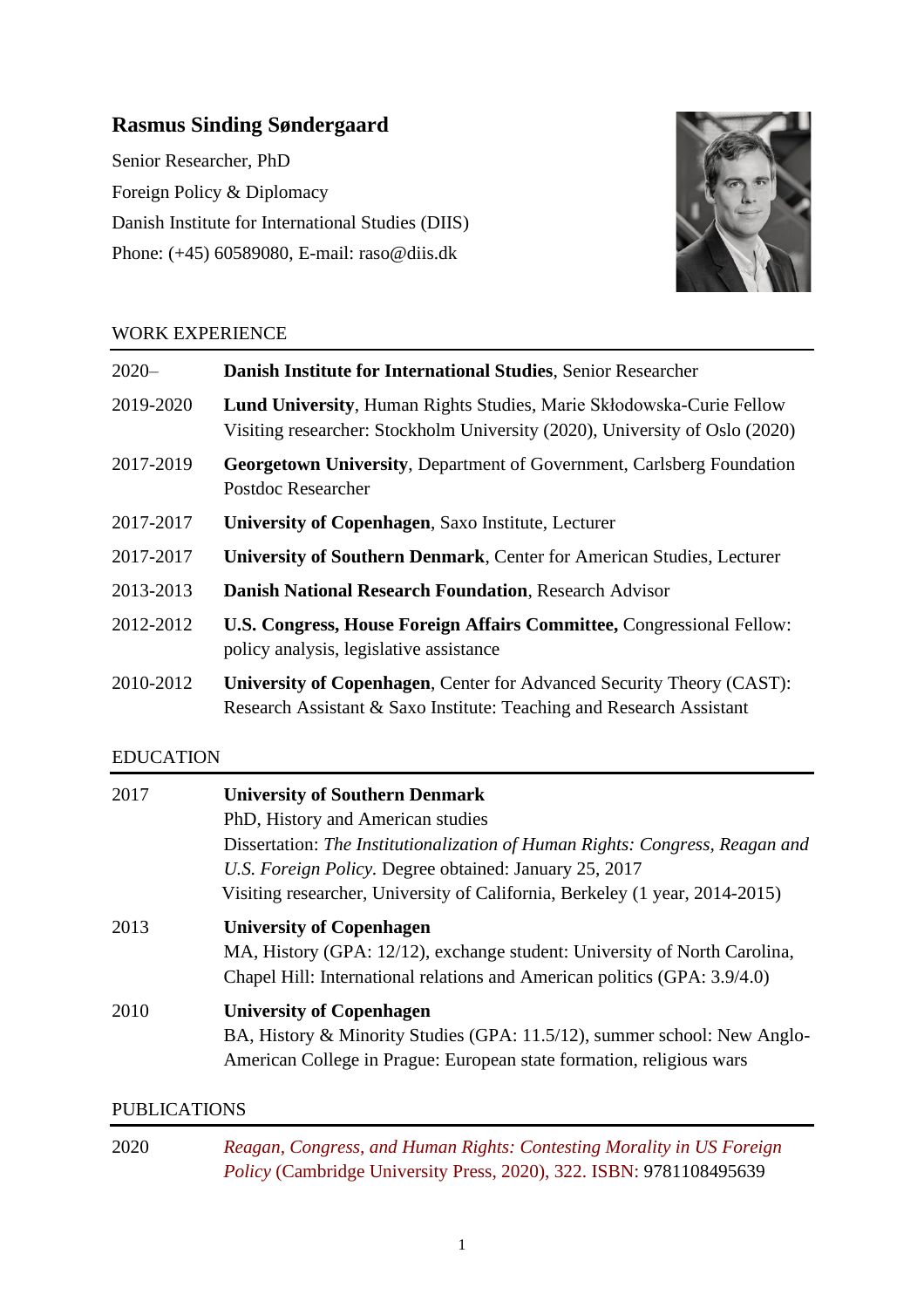# Rasmus Sinding Søndergaard

Senior Researcher, PhD

Foreign Policy & Diplomacy

Danish Institute for International Studies (DIIS)

Phone: (+45) 60589080, E-mail: raso@diis.dk

## WORK EXPERIENCE

| | |
|---|---|
| 2020– | **Danish Institute for International Studies**, Senior Researcher |
| 2019-2020 | **Lund University**, Human Rights Studies, Marie Skłodowska-Curie Fellow<br>Visiting researcher: Stockholm University (2020), University of Oslo (2020) |
| 2017-2019 | **Georgetown University**, Department of Government, Carlsberg Foundation Postdoc Researcher |
| 2017-2017 | **University of Copenhagen**, Saxo Institute, Lecturer |
| 2017-2017 | **University of Southern Denmark**, Center for American Studies, Lecturer |
| 2013-2013 | **Danish National Research Foundation**, Research Advisor |
| 2012-2012 | **U.S. Congress, House Foreign Affairs Committee,** Congressional Fellow: policy analysis, legislative assistance |
| 2010-2012 | **University of Copenhagen**, Center for Advanced Security Theory (CAST): Research Assistant & Saxo Institute: Teaching and Research Assistant |

## EDUCATION

| | |
|---|---|
| 2017 | **University of Southern Denmark**<br>PhD, History and American studies<br>Dissertation: *The Institutionalization of Human Rights: Congress, Reagan and U.S. Foreign Policy*. Degree obtained: January 25, 2017<br>Visiting researcher, University of California, Berkeley (1 year, 2014-2015) |
| 2013 | **University of Copenhagen**<br>MA, History (GPA: 12/12), exchange student: University of North Carolina, Chapel Hill: International relations and American politics (GPA: 3.9/4.0) |
| 2010 | **University of Copenhagen**<br>BA, History & Minority Studies (GPA: 11.5/12), summer school: New Anglo-American College in Prague: European state formation, religious wars |

## PUBLICATIONS

| | |
|---|---|
| 2020 | *Reagan, Congress, and Human Rights: Contesting Morality in US Foreign Policy* (Cambridge University Press, 2020), 322. ISBN: 9781108495639 |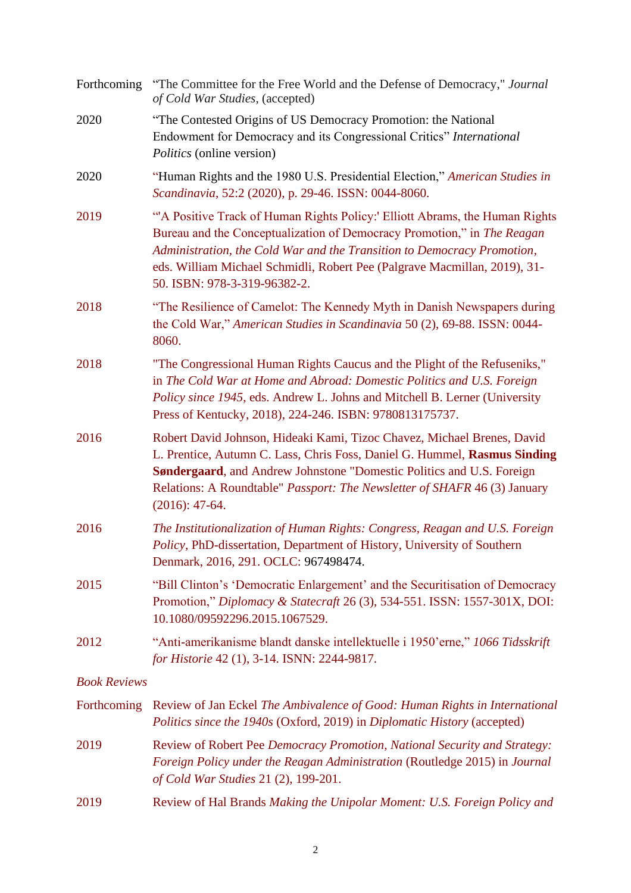| | |
|---|---|
| Forthcoming | "The Committee for the Free World and the Defense of Democracy," *Journal of Cold War Studies*, (accepted) |
| 2020 | "The Contested Origins of US Democracy Promotion: the National Endowment for Democracy and its Congressional Critics" *International Politics* (online version) |
| 2020 | "Human Rights and the 1980 U.S. Presidential Election," *American Studies in Scandinavia*, 52:2 (2020), p. 29-46. ISSN: 0044-8060. |
| 2019 | "'A Positive Track of Human Rights Policy:' Elliott Abrams, the Human Rights Bureau and the Conceptualization of Democracy Promotion," in *The Reagan Administration, the Cold War and the Transition to Democracy Promotion*, eds. William Michael Schmidli, Robert Pee (Palgrave Macmillan, 2019), 31-50. ISBN: 978-3-319-96382-2. |
| 2018 | "The Resilience of Camelot: The Kennedy Myth in Danish Newspapers during the Cold War," *American Studies in Scandinavia* 50 (2), 69-88. ISSN: 0044-8060. |
| 2018 | "The Congressional Human Rights Caucus and the Plight of the Refuseniks," in *The Cold War at Home and Abroad: Domestic Politics and U.S. Foreign Policy since 1945*, eds. Andrew L. Johns and Mitchell B. Lerner (University Press of Kentucky, 2018), 224-246. ISBN: 9780813175737. |
| 2016 | Robert David Johnson, Hideaki Kami, Tizoc Chavez, Michael Brenes, David L. Prentice, Autumn C. Lass, Chris Foss, Daniel G. Hummel, **Rasmus Sinding Søndergaard**, and Andrew Johnstone "Domestic Politics and U.S. Foreign Relations: A Roundtable" *Passport: The Newsletter of SHAFR* 46 (3) January (2016): 47-64. |
| 2016 | *The Institutionalization of Human Rights: Congress, Reagan and U.S. Foreign Policy*, PhD-dissertation, Department of History, University of Southern Denmark, 2016, 291. OCLC: 967498474. |
| 2015 | "Bill Clinton's 'Democratic Enlargement' and the Securitisation of Democracy Promotion," *Diplomacy & Statecraft* 26 (3), 534-551. ISSN: 1557-301X, DOI: 10.1080/09592296.2015.1067529. |
| 2012 | "Anti-amerikanisme blandt danske intellektuelle i 1950'erne," *1066 Tidsskrift for Historie* 42 (1), 3-14. ISNN: 2244-9817. |

*Book Reviews*

| | |
|---|---|
| Forthcoming | Review of Jan Eckel *The Ambivalence of Good: Human Rights in International Politics since the 1940s* (Oxford, 2019) in *Diplomatic History* (accepted) |
| 2019 | Review of Robert Pee *Democracy Promotion, National Security and Strategy: Foreign Policy under the Reagan Administration* (Routledge 2015) in *Journal of Cold War Studies* 21 (2), 199-201. |
| 2019 | Review of Hal Brands *Making the Unipolar Moment: U.S. Foreign Policy and |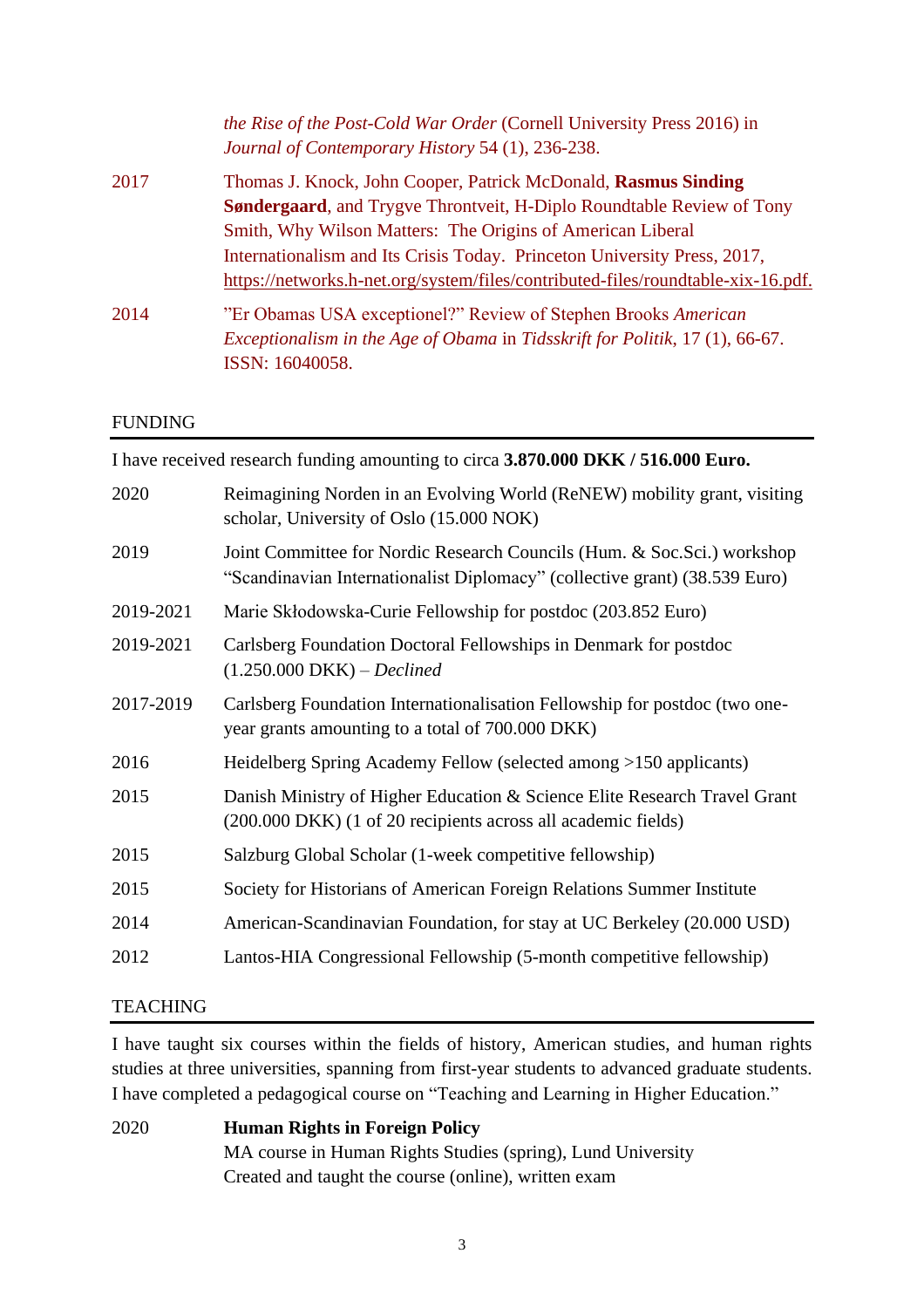*the Rise of the Post-Cold War Order* (Cornell University Press 2016) in *Journal of Contemporary History* 54 (1), 236-238.

2017 Thomas J. Knock, John Cooper, Patrick McDonald, **Rasmus Sinding Søndergaard**, and Trygve Throntveit, H-Diplo Roundtable Review of Tony Smith, Why Wilson Matters: The Origins of American Liberal Internationalism and Its Crisis Today. Princeton University Press, 2017, https://networks.h-net.org/system/files/contributed-files/roundtable-xix-16.pdf.

2014 "Er Obamas USA exceptionel?" Review of Stephen Brooks *American Exceptionalism in the Age of Obama* in *Tidsskrift for Politik*, 17 (1), 66-67. ISSN: 16040058.

## FUNDING

I have received research funding amounting to circa **3.870.000 DKK / 516.000 Euro.**

2020 Reimagining Norden in an Evolving World (ReNEW) mobility grant, visiting scholar, University of Oslo (15.000 NOK)

2019 Joint Committee for Nordic Research Councils (Hum. & Soc.Sci.) workshop "Scandinavian Internationalist Diplomacy" (collective grant) (38.539 Euro)

2019-2021 Marie Skłodowska-Curie Fellowship for postdoc (203.852 Euro)

2019-2021 Carlsberg Foundation Doctoral Fellowships in Denmark for postdoc (1.250.000 DKK) – *Declined*

2017-2019 Carlsberg Foundation Internationalisation Fellowship for postdoc (two one-year grants amounting to a total of 700.000 DKK)

2016 Heidelberg Spring Academy Fellow (selected among >150 applicants)

2015 Danish Ministry of Higher Education & Science Elite Research Travel Grant (200.000 DKK) (1 of 20 recipients across all academic fields)

2015 Salzburg Global Scholar (1-week competitive fellowship)

2015 Society for Historians of American Foreign Relations Summer Institute

2014 American-Scandinavian Foundation, for stay at UC Berkeley (20.000 USD)

2012 Lantos-HIA Congressional Fellowship (5-month competitive fellowship)

## TEACHING

I have taught six courses within the fields of history, American studies, and human rights studies at three universities, spanning from first-year students to advanced graduate students. I have completed a pedagogical course on "Teaching and Learning in Higher Education."

2020 **Human Rights in Foreign Policy**
MA course in Human Rights Studies (spring), Lund University
Created and taught the course (online), written exam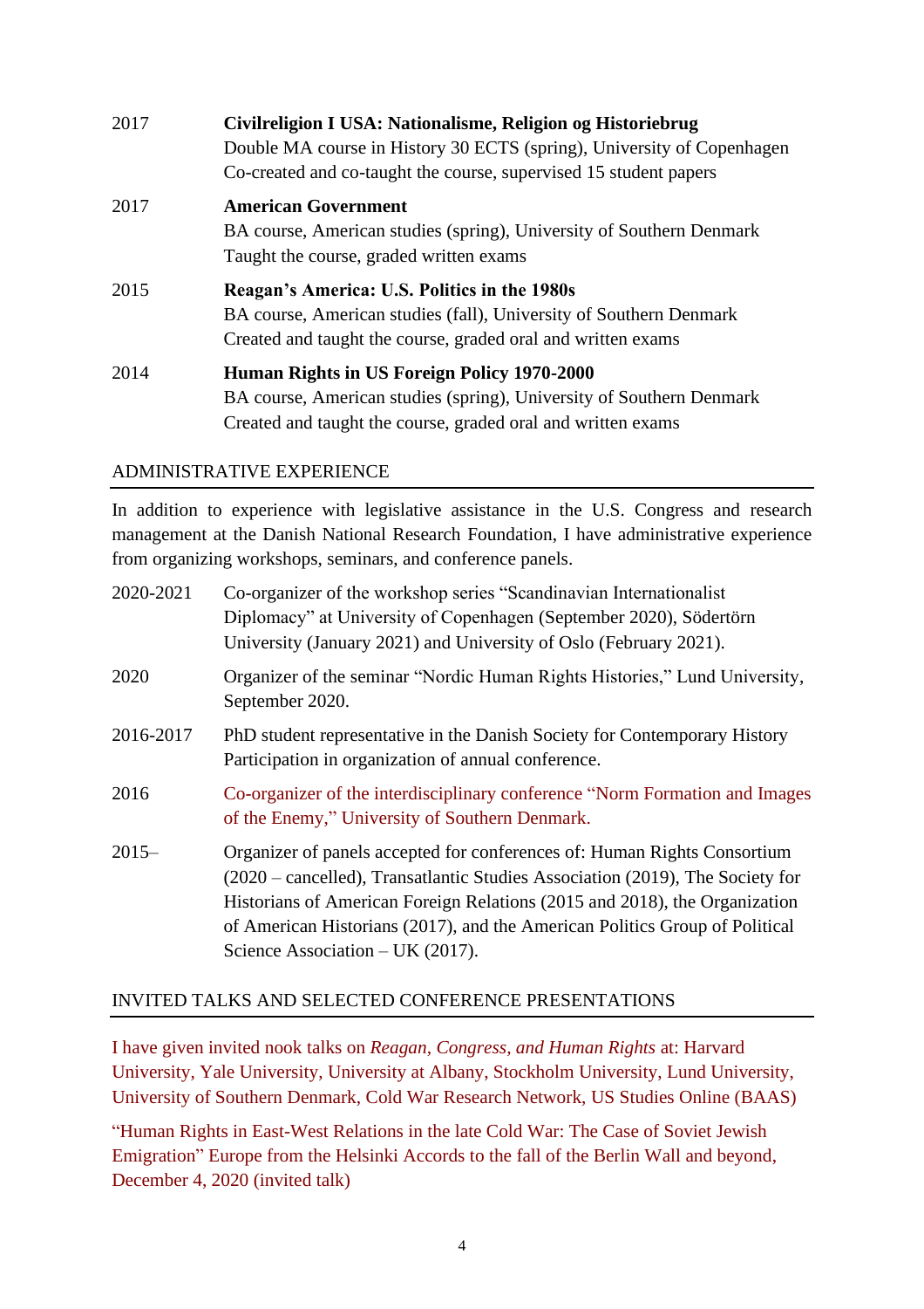| | |
|---|---|
| 2017 | **Civilreligion I USA: Nationalisme, Religion og Historiebrug**<br>Double MA course in History 30 ECTS (spring), University of Copenhagen<br>Co-created and co-taught the course, supervised 15 student papers |
| 2017 | **American Government**<br>BA course, American studies (spring), University of Southern Denmark<br>Taught the course, graded written exams |
| 2015 | **Reagan's America: U.S. Politics in the 1980s**<br>BA course, American studies (fall), University of Southern Denmark<br>Created and taught the course, graded oral and written exams |
| 2014 | **Human Rights in US Foreign Policy 1970-2000**<br>BA course, American studies (spring), University of Southern Denmark<br>Created and taught the course, graded oral and written exams |

## ADMINISTRATIVE EXPERIENCE

In addition to experience with legislative assistance in the U.S. Congress and research management at the Danish National Research Foundation, I have administrative experience from organizing workshops, seminars, and conference panels.

| | |
|---|---|
| 2020-2021 | Co-organizer of the workshop series "Scandinavian Internationalist Diplomacy" at University of Copenhagen (September 2020), Södertörn University (January 2021) and University of Oslo (February 2021). |
| 2020 | Organizer of the seminar "Nordic Human Rights Histories," Lund University, September 2020. |
| 2016-2017 | PhD student representative in the Danish Society for Contemporary History<br>Participation in organization of annual conference. |
| 2016 | Co-organizer of the interdisciplinary conference "Norm Formation and Images of the Enemy," University of Southern Denmark. |
| 2015– | Organizer of panels accepted for conferences of: Human Rights Consortium (2020 – cancelled), Transatlantic Studies Association (2019), The Society for Historians of American Foreign Relations (2015 and 2018), the Organization of American Historians (2017), and the American Politics Group of Political Science Association – UK (2017). |

## INVITED TALKS AND SELECTED CONFERENCE PRESENTATIONS

I have given invited nook talks on *Reagan, Congress, and Human Rights* at: Harvard University, Yale University, University at Albany, Stockholm University, Lund University, University of Southern Denmark, Cold War Research Network, US Studies Online (BAAS)

"Human Rights in East-West Relations in the late Cold War: The Case of Soviet Jewish Emigration" Europe from the Helsinki Accords to the fall of the Berlin Wall and beyond, December 4, 2020 (invited talk)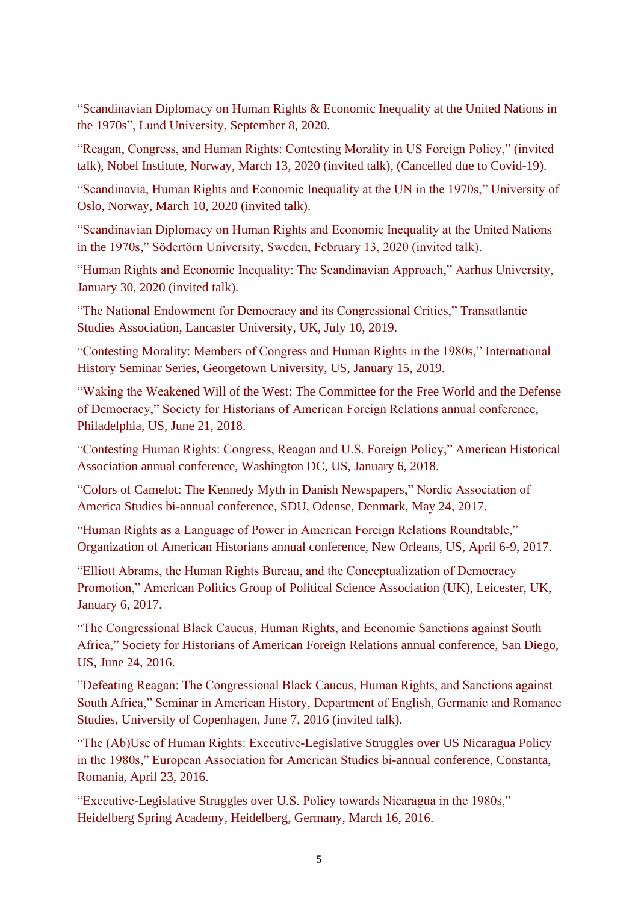"Scandinavian Diplomacy on Human Rights & Economic Inequality at the United Nations in the 1970s", Lund University, September 8, 2020.

"Reagan, Congress, and Human Rights: Contesting Morality in US Foreign Policy," (invited talk), Nobel Institute, Norway, March 13, 2020 (invited talk), (Cancelled due to Covid-19).

"Scandinavia, Human Rights and Economic Inequality at the UN in the 1970s," University of Oslo, Norway, March 10, 2020 (invited talk).

"Scandinavian Diplomacy on Human Rights and Economic Inequality at the United Nations in the 1970s," Södertörn University, Sweden, February 13, 2020 (invited talk).

"Human Rights and Economic Inequality: The Scandinavian Approach," Aarhus University, January 30, 2020 (invited talk).

"The National Endowment for Democracy and its Congressional Critics," Transatlantic Studies Association, Lancaster University, UK, July 10, 2019.

"Contesting Morality: Members of Congress and Human Rights in the 1980s," International History Seminar Series, Georgetown University, US, January 15, 2019.

"Waking the Weakened Will of the West: The Committee for the Free World and the Defense of Democracy," Society for Historians of American Foreign Relations annual conference, Philadelphia, US, June 21, 2018.

"Contesting Human Rights: Congress, Reagan and U.S. Foreign Policy," American Historical Association annual conference, Washington DC, US, January 6, 2018.

"Colors of Camelot: The Kennedy Myth in Danish Newspapers," Nordic Association of America Studies bi-annual conference, SDU, Odense, Denmark, May 24, 2017.

"Human Rights as a Language of Power in American Foreign Relations Roundtable," Organization of American Historians annual conference, New Orleans, US, April 6-9, 2017.

"Elliott Abrams, the Human Rights Bureau, and the Conceptualization of Democracy Promotion," American Politics Group of Political Science Association (UK), Leicester, UK, January 6, 2017.

"The Congressional Black Caucus, Human Rights, and Economic Sanctions against South Africa," Society for Historians of American Foreign Relations annual conference, San Diego, US, June 24, 2016.

"Defeating Reagan: The Congressional Black Caucus, Human Rights, and Sanctions against South Africa," Seminar in American History, Department of English, Germanic and Romance Studies, University of Copenhagen, June 7, 2016 (invited talk).

"The (Ab)Use of Human Rights: Executive-Legislative Struggles over US Nicaragua Policy in the 1980s," European Association for American Studies bi-annual conference, Constanta, Romania, April 23, 2016.

"Executive-Legislative Struggles over U.S. Policy towards Nicaragua in the 1980s," Heidelberg Spring Academy, Heidelberg, Germany, March 16, 2016.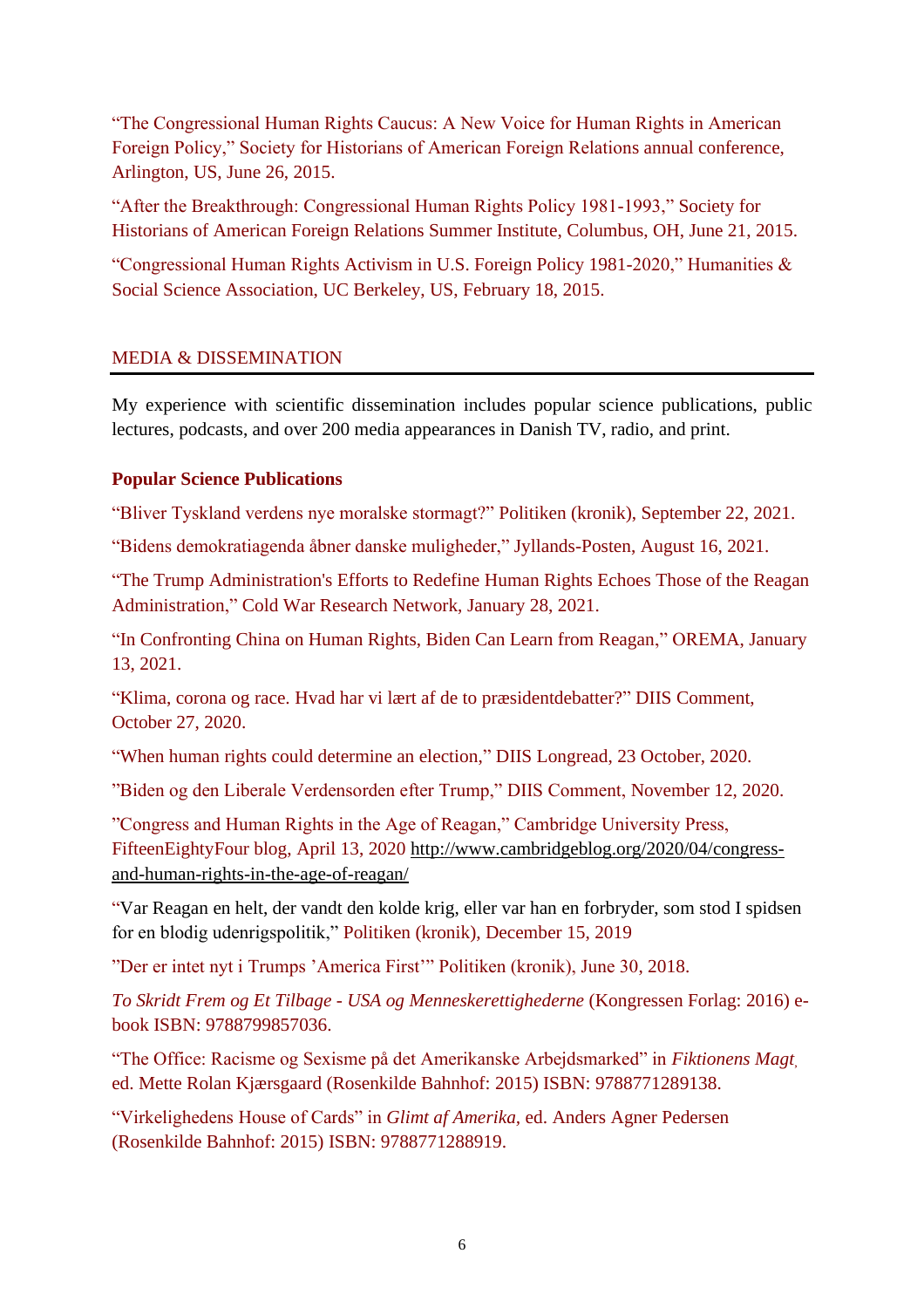"The Congressional Human Rights Caucus: A New Voice for Human Rights in American Foreign Policy," Society for Historians of American Foreign Relations annual conference, Arlington, US, June 26, 2015.

"After the Breakthrough: Congressional Human Rights Policy 1981-1993," Society for Historians of American Foreign Relations Summer Institute, Columbus, OH, June 21, 2015.

"Congressional Human Rights Activism in U.S. Foreign Policy 1981-2020," Humanities & Social Science Association, UC Berkeley, US, February 18, 2015.

## MEDIA & DISSEMINATION

My experience with scientific dissemination includes popular science publications, public lectures, podcasts, and over 200 media appearances in Danish TV, radio, and print.

### Popular Science Publications

"Bliver Tyskland verdens nye moralske stormagt?" Politiken (kronik), September 22, 2021.

"Bidens demokratiagenda åbner danske muligheder," Jyllands-Posten, August 16, 2021.

"The Trump Administration's Efforts to Redefine Human Rights Echoes Those of the Reagan Administration," Cold War Research Network, January 28, 2021.

"In Confronting China on Human Rights, Biden Can Learn from Reagan," OREMA, January 13, 2021.

"Klima, corona og race. Hvad har vi lært af de to præsidentdebatter?" DIIS Comment, October 27, 2020.

"When human rights could determine an election," DIIS Longread, 23 October, 2020.

"Biden og den Liberale Verdensorden efter Trump," DIIS Comment, November 12, 2020.

"Congress and Human Rights in the Age of Reagan," Cambridge University Press, FifteenEightyFour blog, April 13, 2020 http://www.cambridgeblog.org/2020/04/congress-and-human-rights-in-the-age-of-reagan/

"Var Reagan en helt, der vandt den kolde krig, eller var han en forbryder, som stod I spidsen for en blodig udenrigspolitik," Politiken (kronik), December 15, 2019

"Der er intet nyt i Trumps 'America First'" Politiken (kronik), June 30, 2018.

*To Skridt Frem og Et Tilbage - USA og Menneskerettighederne* (Kongressen Forlag: 2016) e-book ISBN: 9788799857036.

"The Office: Racisme og Sexisme på det Amerikanske Arbejdsmarked" in *Fiktionens Magt*, ed. Mette Rolan Kjærsgaard (Rosenkilde Bahnhof: 2015) ISBN: 9788771289138.

"Virkelighedens House of Cards" in *Glimt af Amerika*, ed. Anders Agner Pedersen (Rosenkilde Bahnhof: 2015) ISBN: 9788771288919.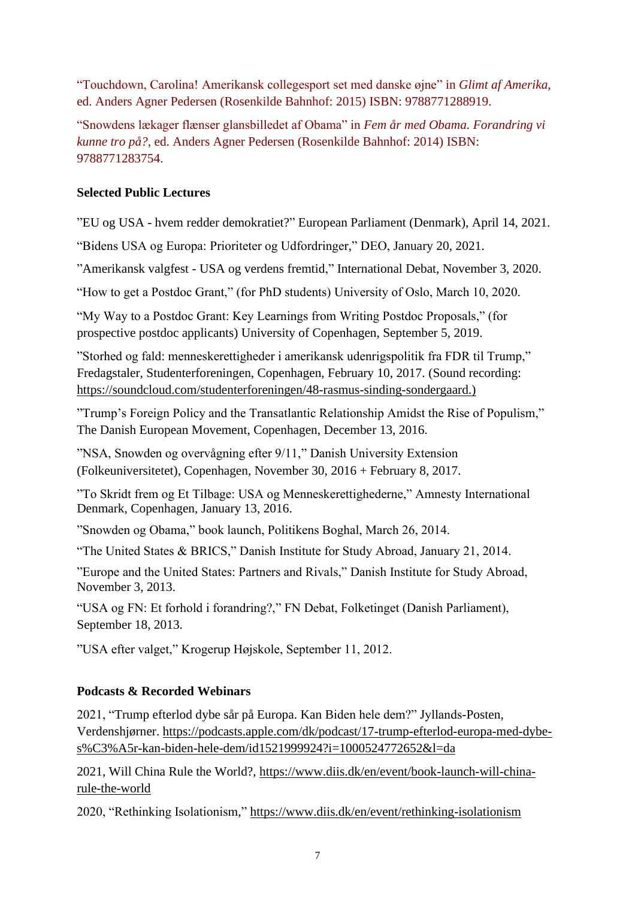"Touchdown, Carolina! Amerikansk collegesport set med danske øjne" in *Glimt af Amerika,* ed. Anders Agner Pedersen (Rosenkilde Bahnhof: 2015) ISBN: 9788771288919.

"Snowdens lækager flænser glansbilledet af Obama" in *Fem år med Obama. Forandring vi kunne tro på?,* ed. Anders Agner Pedersen (Rosenkilde Bahnhof: 2014) ISBN: 9788771283754.

**Selected Public Lectures**

"EU og USA - hvem redder demokratiet?" European Parliament (Denmark), April 14, 2021.

"Bidens USA og Europa: Prioriteter og Udfordringer," DEO, January 20, 2021.

"Amerikansk valgfest - USA og verdens fremtid," International Debat, November 3, 2020.

"How to get a Postdoc Grant," (for PhD students) University of Oslo, March 10, 2020.

"My Way to a Postdoc Grant: Key Learnings from Writing Postdoc Proposals," (for prospective postdoc applicants) University of Copenhagen, September 5, 2019.

"Storhed og fald: menneskerettigheder i amerikansk udenrigspolitik fra FDR til Trump," Fredagstaler, Studenterforeningen, Copenhagen, February 10, 2017. (Sound recording: https://soundcloud.com/studenterforeningen/48-rasmus-sinding-sondergaard.)

"Trump's Foreign Policy and the Transatlantic Relationship Amidst the Rise of Populism," The Danish European Movement, Copenhagen, December 13, 2016.

"NSA, Snowden og overvågning efter 9/11," Danish University Extension (Folkeuniversitetet), Copenhagen, November 30, 2016 + February 8, 2017.

"To Skridt frem og Et Tilbage: USA og Menneskerettighederne," Amnesty International Denmark, Copenhagen, January 13, 2016.

"Snowden og Obama," book launch, Politikens Boghal, March 26, 2014.

"The United States & BRICS," Danish Institute for Study Abroad, January 21, 2014.

"Europe and the United States: Partners and Rivals," Danish Institute for Study Abroad, November 3, 2013.

"USA og FN: Et forhold i forandring?," FN Debat, Folketinget (Danish Parliament), September 18, 2013.

"USA efter valget," Krogerup Højskole, September 11, 2012.

**Podcasts & Recorded Webinars**

2021, "Trump efterlod dybe sår på Europa. Kan Biden hele dem?" Jyllands-Posten, Verdenshjørner. https://podcasts.apple.com/dk/podcast/17-trump-efterlod-europa-med-dybe-s%C3%A5r-kan-biden-hele-dem/id1521999924?i=1000524772652&l=da

2021, Will China Rule the World?, https://www.diis.dk/en/event/book-launch-will-china-rule-the-world

2020, "Rethinking Isolationism," https://www.diis.dk/en/event/rethinking-isolationism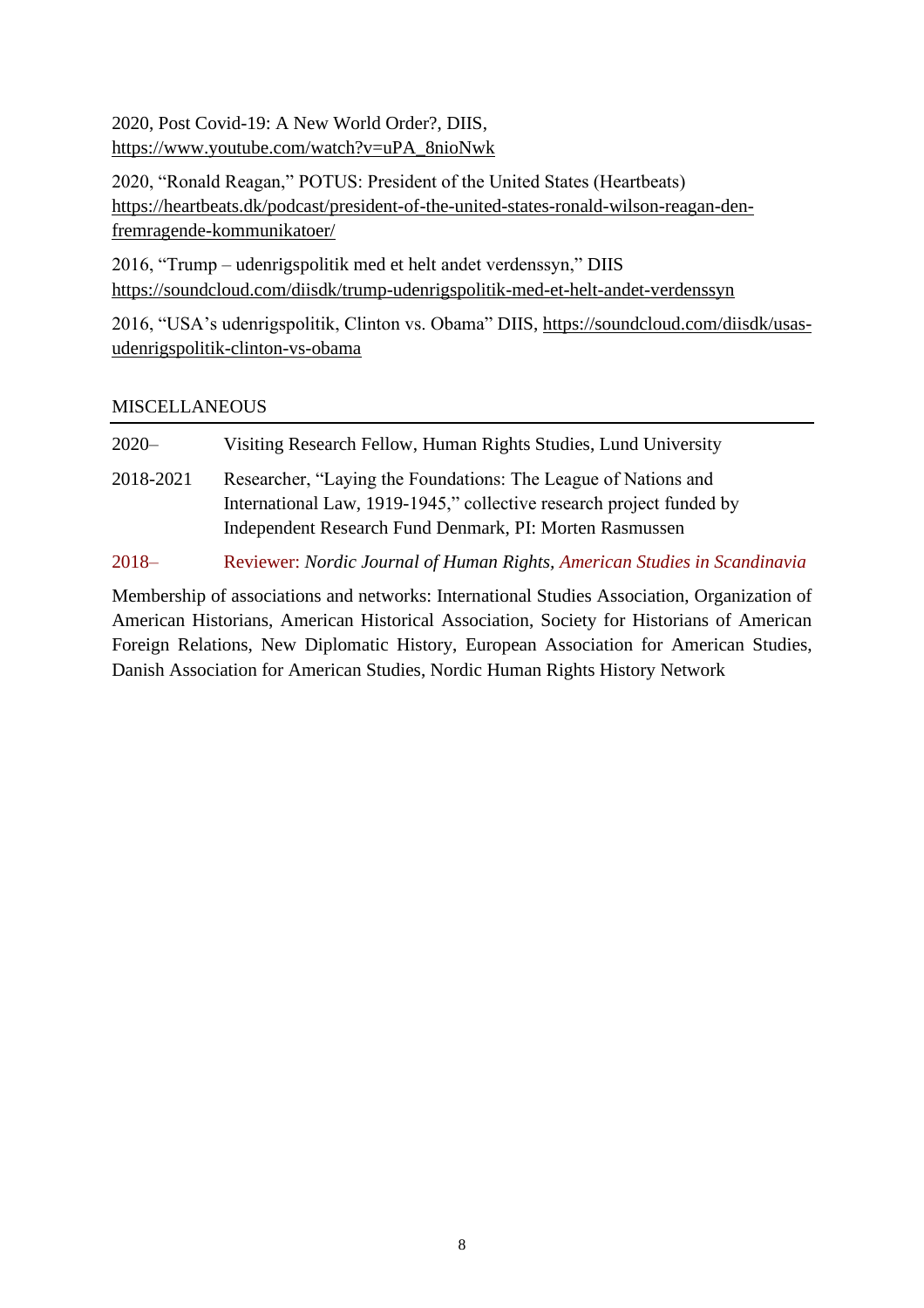2020, Post Covid-19: A New World Order?, DIIS, https://www.youtube.com/watch?v=uPA_8nioNwk

2020, "Ronald Reagan," POTUS: President of the United States (Heartbeats) https://heartbeats.dk/podcast/president-of-the-united-states-ronald-wilson-reagan-den-fremragende-kommunikatoer/

2016, "Trump – udenrigspolitik med et helt andet verdenssyn," DIIS https://soundcloud.com/diisdk/trump-udenrigspolitik-med-et-helt-andet-verdenssyn

2016, "USA's udenrigspolitik, Clinton vs. Obama" DIIS, https://soundcloud.com/diisdk/usas-udenrigspolitik-clinton-vs-obama

## MISCELLANEOUS

| | |
|---|---|
| 2020– | Visiting Research Fellow, Human Rights Studies, Lund University |
| 2018-2021 | Researcher, "Laying the Foundations: The League of Nations and International Law, 1919-1945," collective research project funded by Independent Research Fund Denmark, PI: Morten Rasmussen |
| 2018– | Reviewer: *Nordic Journal of Human Rights*, *American Studies in Scandinavia* |

Membership of associations and networks: International Studies Association, Organization of American Historians, American Historical Association, Society for Historians of American Foreign Relations, New Diplomatic History, European Association for American Studies, Danish Association for American Studies, Nordic Human Rights History Network